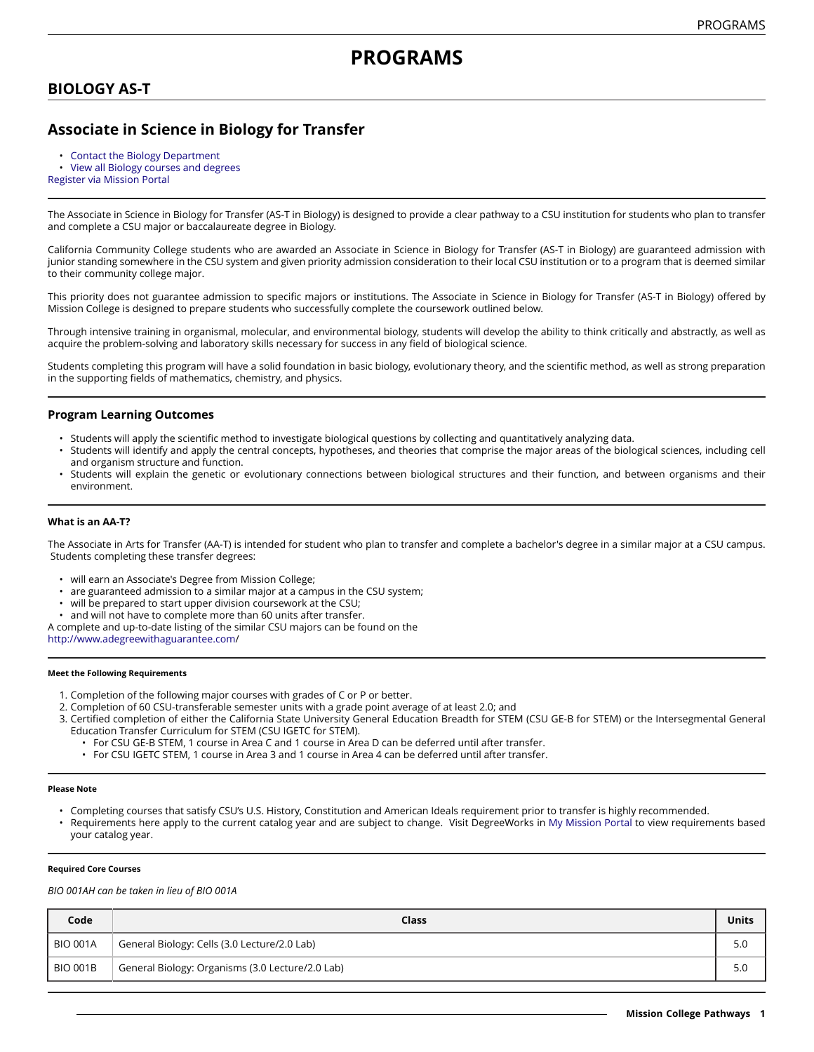# PROGRAMS

## BIOLOGY AS-T

## Associate in Science in Biology for Transfer

- Contact the Biology Department
- View all Biology courses and degrees

Register via Mission Portal

The Associate in Science in Biology for Transfer (AS-T in Biology) is designed to provide a clear pathway to a CSU institution for students who plan to transfer and complete a CSU major or baccalaureate degree in Biology.

California Community College students who are awarded an Associate in Science in Biology for Transfer (AS-T in Biology) are guaranteed admission with junior standing somewhere in the CSU system and given priority admission consideration to their local CSU institution or to a program that is deemed similar to their community college major.

This priority does not guarantee admission to specific majors or institutions. The Associate in Science in Biology for Transfer (AS-T in Biology) offered by Mission College is designed to prepare students who successfully complete the coursework outlined below.

Through intensive training in organismal, molecular, and environmental biology, students will develop the ability to think critically and abstractly, as well as acquire the problem-solving and laboratory skills necessary for success in any field of biological science.

Students completing this program will have a solid foundation in basic biology, evolutionary theory, and the scientific method, as well as strong preparation in the supporting fields of mathematics, chemistry, and physics.

### Program Learning Outcomes

- Students will apply the scientific method to investigate biological questions by collecting and quantitatively analyzing data.
- Students will identify and apply the central concepts, hypotheses, and theories that comprise the major areas of the biological sciences, including cell and organism structure and function.
- Students will explain the genetic or evolutionary connections between biological structures and their function, and between organisms and their environment.

#### What is an AA-T?

The Associate in Arts for Transfer (AA-T) is intended for student who plan to transfer and complete a bachelor's degree in a similar major at a CSU campus. Students completing these transfer degrees:

- will earn an Associate's Degree from Mission College;
- are guaranteed admission to a similar major at a campus in the CSU system;
- will be prepared to start upper division coursework at the CSU;
- and will not have to complete more than 60 units after transfer.

A complete and up-to-date listing of the similar CSU majors can be found on the http://www.adegreewithaguarantee.com/

##### Meet the Following Requirements

1. Completion of the following major courses with grades of C or P or better.
2. Completion of 60 CSU-transferable semester units with a grade point average of at least 2.0; and
3. Certified completion of either the California State University General Education Breadth for STEM (CSU GE-B for STEM) or the Intersegmental General Education Transfer Curriculum for STEM (CSU IGETC for STEM).
   - For CSU GE-B STEM, 1 course in Area C and 1 course in Area D can be deferred until after transfer.
   - For CSU IGETC STEM, 1 course in Area 3 and 1 course in Area 4 can be deferred until after transfer.

##### Please Note

- Completing courses that satisfy CSU's U.S. History, Constitution and American Ideals requirement prior to transfer is highly recommended.
- Requirements here apply to the current catalog year and are subject to change. Visit DegreeWorks in My Mission Portal to view requirements based your catalog year.

##### Required Core Courses

*BIO 001AH can be taken in lieu of BIO 001A*

| Code | Class | Units |
|---|---|---|
| BIO 001A | General Biology: Cells (3.0 Lecture/2.0 Lab) | 5.0 |
| BIO 001B | General Biology: Organisms (3.0 Lecture/2.0 Lab) | 5.0 |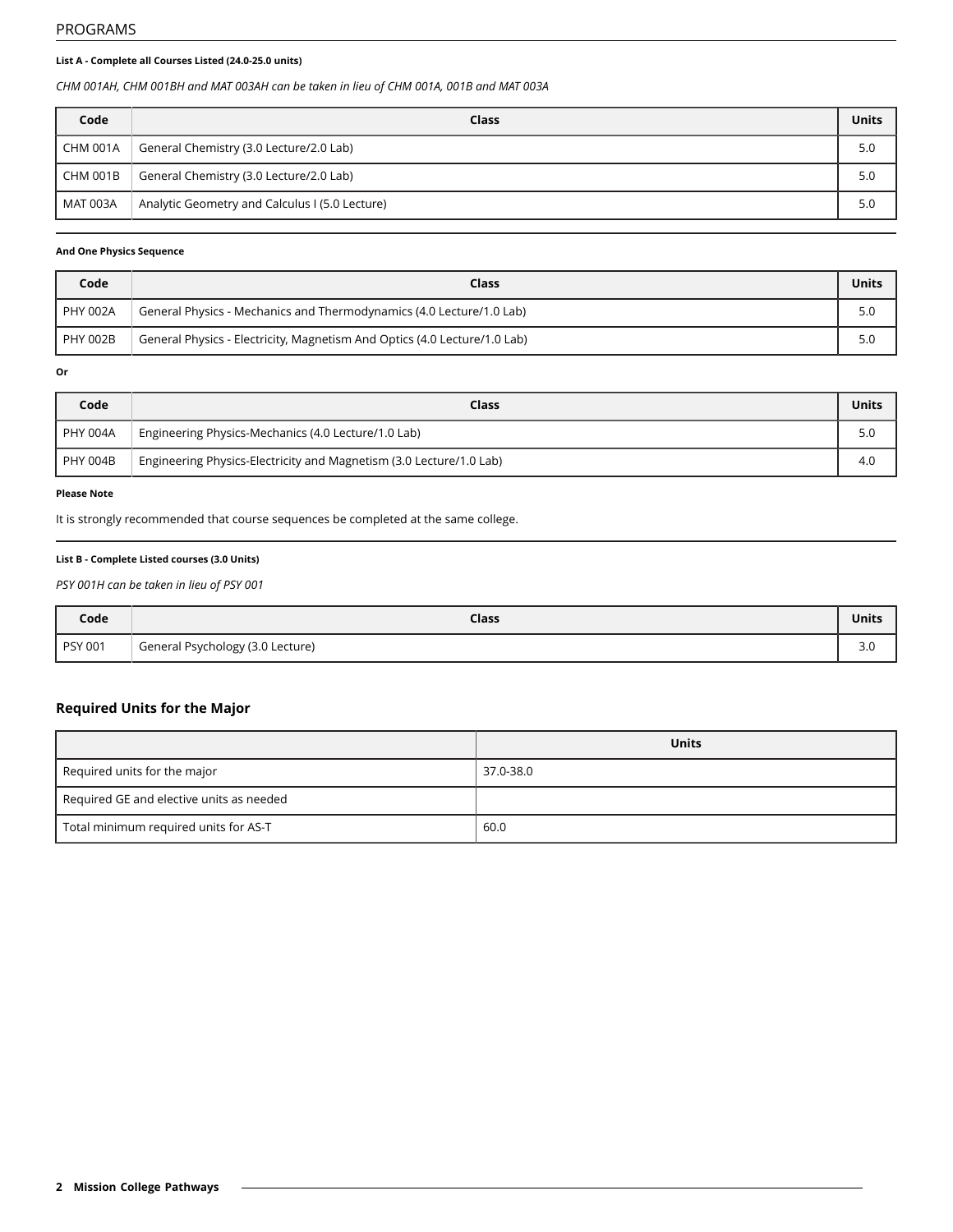#### List A - Complete all Courses Listed (24.0-25.0 units)

*CHM 001AH, CHM 001BH and MAT 003AH can be taken in lieu of CHM 001A, 001B and MAT 003A*

| Code | Class | Units |
|---|---|---|
| CHM 001A | General Chemistry (3.0 Lecture/2.0 Lab) | 5.0 |
| CHM 001B | General Chemistry (3.0 Lecture/2.0 Lab) | 5.0 |
| MAT 003A | Analytic Geometry and Calculus I (5.0 Lecture) | 5.0 |

#### And One Physics Sequence

| Code | Class | Units |
|---|---|---|
| PHY 002A | General Physics - Mechanics and Thermodynamics (4.0 Lecture/1.0 Lab) | 5.0 |
| PHY 002B | General Physics - Electricity, Magnetism And Optics (4.0 Lecture/1.0 Lab) | 5.0 |

**Or**

| Code | Class | Units |
|---|---|---|
| PHY 004A | Engineering Physics-Mechanics (4.0 Lecture/1.0 Lab) | 5.0 |
| PHY 004B | Engineering Physics-Electricity and Magnetism (3.0 Lecture/1.0 Lab) | 4.0 |

**Please Note**

It is strongly recommended that course sequences be completed at the same college.

#### List B - Complete Listed courses (3.0 Units)

*PSY 001H can be taken in lieu of PSY 001*

| Code | Class | Units |
|---|---|---|
| PSY 001 | General Psychology (3.0 Lecture) | 3.0 |

### Required Units for the Major

| | Units |
|---|---|
| Required units for the major | 37.0-38.0 |
| Required GE and elective units as needed | |
| Total minimum required units for AS-T | 60.0 |